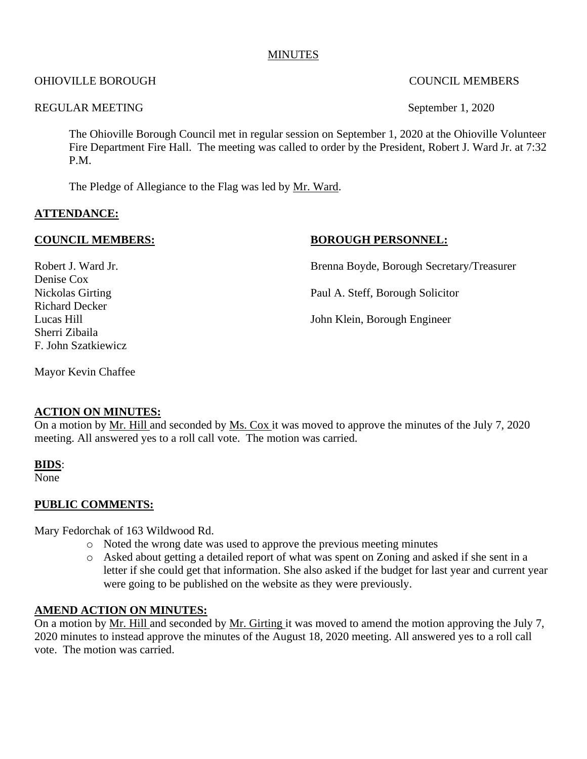MINUTES

OHIOVILLE BOROUGH COUNCIL MEMBERS

REGULAR MEETING September 1, 2020

The Ohioville Borough Council met in regular session on September 1, 2020 at the Ohioville Volunteer Fire Department Fire Hall. The meeting was called to order by the President, Robert J. Ward Jr. at 7:32 P.M.

The Pledge of Allegiance to the Flag was led by Mr. Ward.

**ATTENDANCE:**

**COUNCIL MEMBERS:**

Robert J. Ward Jr.
Denise Cox
Nickolas Girting
Richard Decker
Lucas Hill
Sherri Zibaila
F. John Szatkiewicz

Mayor Kevin Chaffee

**BOROUGH PERSONNEL:**

Brenna Boyde, Borough Secretary/Treasurer

Paul A. Steff, Borough Solicitor

John Klein, Borough Engineer

**ACTION ON MINUTES:**

On a motion by Mr. Hill and seconded by Ms. Cox it was moved to approve the minutes of the July 7, 2020 meeting. All answered yes to a roll call vote. The motion was carried.

**BIDS**:

None

**PUBLIC COMMENTS:**

Mary Fedorchak of 163 Wildwood Rd.

- Noted the wrong date was used to approve the previous meeting minutes
- Asked about getting a detailed report of what was spent on Zoning and asked if she sent in a letter if she could get that information. She also asked if the budget for last year and current year were going to be published on the website as they were previously.

**AMEND ACTION ON MINUTES:**

On a motion by Mr. Hill and seconded by Mr. Girting it was moved to amend the motion approving the July 7, 2020 minutes to instead approve the minutes of the August 18, 2020 meeting. All answered yes to a roll call vote. The motion was carried.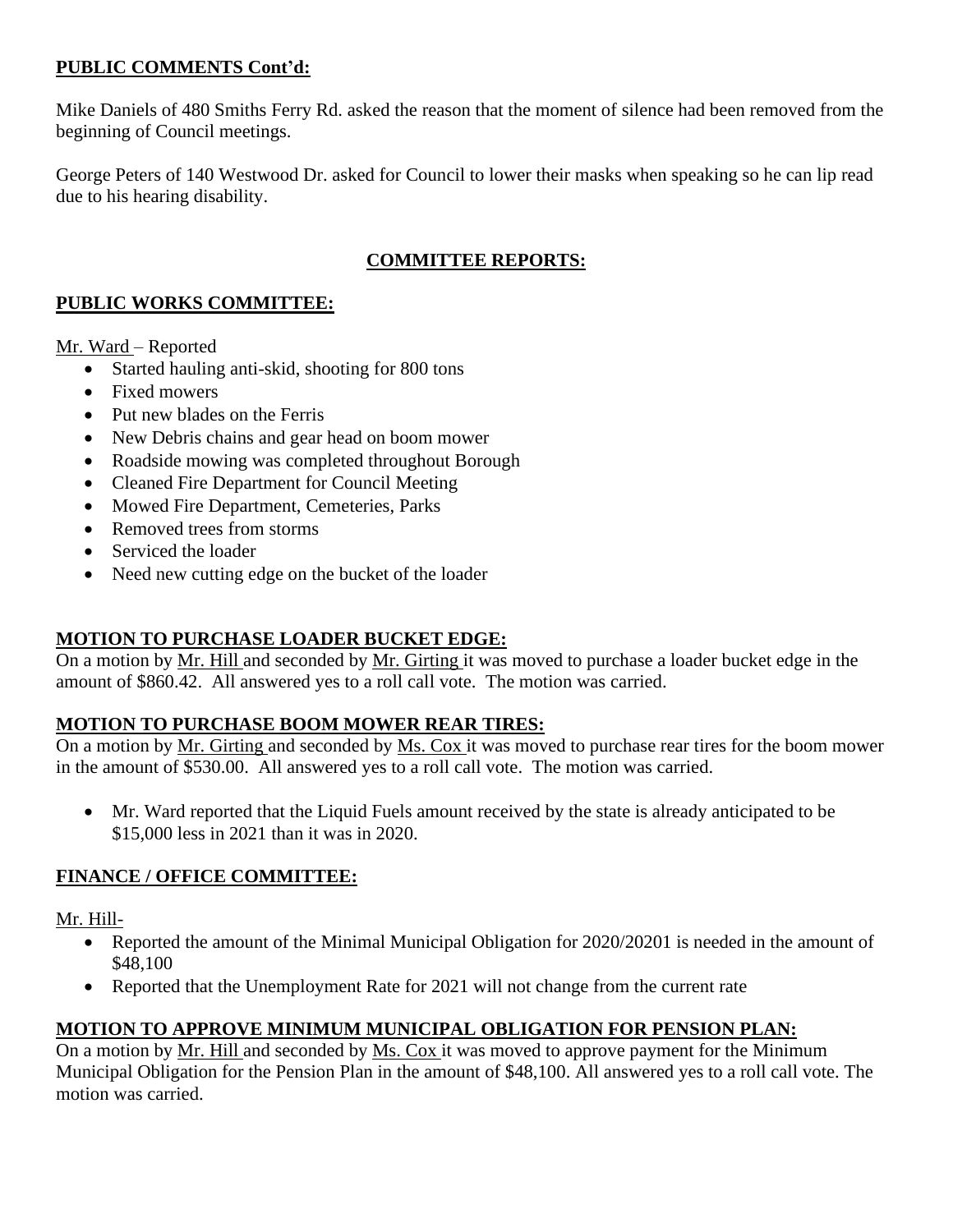**PUBLIC COMMENTS Cont'd:**

Mike Daniels of 480 Smiths Ferry Rd. asked the reason that the moment of silence had been removed from the beginning of Council meetings.

George Peters of 140 Westwood Dr. asked for Council to lower their masks when speaking so he can lip read due to his hearing disability.

## COMMITTEE REPORTS:

### PUBLIC WORKS COMMITTEE:

Mr. Ward – Reported

- Started hauling anti-skid, shooting for 800 tons
- Fixed mowers
- Put new blades on the Ferris
- New Debris chains and gear head on boom mower
- Roadside mowing was completed throughout Borough
- Cleaned Fire Department for Council Meeting
- Mowed Fire Department, Cemeteries, Parks
- Removed trees from storms
- Serviced the loader
- Need new cutting edge on the bucket of the loader

### MOTION TO PURCHASE LOADER BUCKET EDGE:

On a motion by Mr. Hill and seconded by Mr. Girting it was moved to purchase a loader bucket edge in the amount of $860.42. All answered yes to a roll call vote. The motion was carried.

### MOTION TO PURCHASE BOOM MOWER REAR TIRES:

On a motion by Mr. Girting and seconded by Ms. Cox it was moved to purchase rear tires for the boom mower in the amount of $530.00. All answered yes to a roll call vote. The motion was carried.

- Mr. Ward reported that the Liquid Fuels amount received by the state is already anticipated to be $15,000 less in 2021 than it was in 2020.

### FINANCE / OFFICE COMMITTEE:

Mr. Hill-

- Reported the amount of the Minimal Municipal Obligation for 2020/20201 is needed in the amount of $48,100
- Reported that the Unemployment Rate for 2021 will not change from the current rate

### MOTION TO APPROVE MINIMUM MUNICIPAL OBLIGATION FOR PENSION PLAN:

On a motion by Mr. Hill and seconded by Ms. Cox it was moved to approve payment for the Minimum Municipal Obligation for the Pension Plan in the amount of $48,100. All answered yes to a roll call vote. The motion was carried.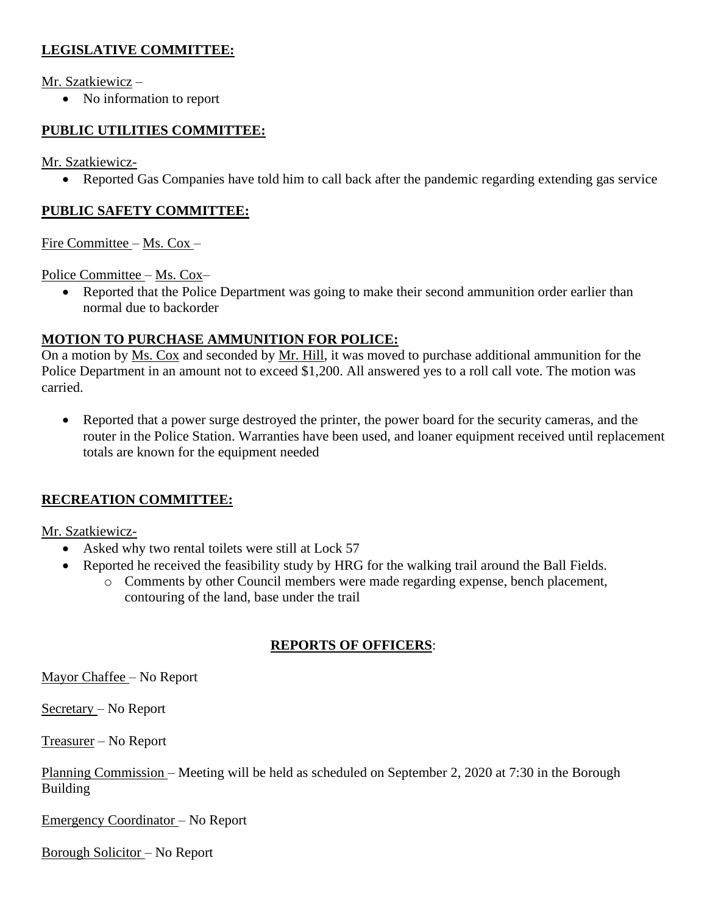**LEGISLATIVE COMMITTEE:**

Mr. Szatkiewicz –

- No information to report

**PUBLIC UTILITIES COMMITTEE:**

Mr. Szatkiewicz-

- Reported Gas Companies have told him to call back after the pandemic regarding extending gas service

**PUBLIC SAFETY COMMITTEE:**

Fire Committee – Ms. Cox –

Police Committee – Ms. Cox–

- Reported that the Police Department was going to make their second ammunition order earlier than normal due to backorder

**MOTION TO PURCHASE AMMUNITION FOR POLICE:**

On a motion by Ms. Cox and seconded by Mr. Hill, it was moved to purchase additional ammunition for the Police Department in an amount not to exceed $1,200. All answered yes to a roll call vote. The motion was carried.

- Reported that a power surge destroyed the printer, the power board for the security cameras, and the router in the Police Station. Warranties have been used, and loaner equipment received until replacement totals are known for the equipment needed

**RECREATION COMMITTEE:**

Mr. Szatkiewicz-

- Asked why two rental toilets were still at Lock 57
- Reported he received the feasibility study by HRG for the walking trail around the Ball Fields.
  - Comments by other Council members were made regarding expense, bench placement, contouring of the land, base under the trail

**REPORTS OF OFFICERS**:

Mayor Chaffee – No Report

Secretary – No Report

Treasurer – No Report

Planning Commission – Meeting will be held as scheduled on September 2, 2020 at 7:30 in the Borough Building

Emergency Coordinator – No Report

Borough Solicitor – No Report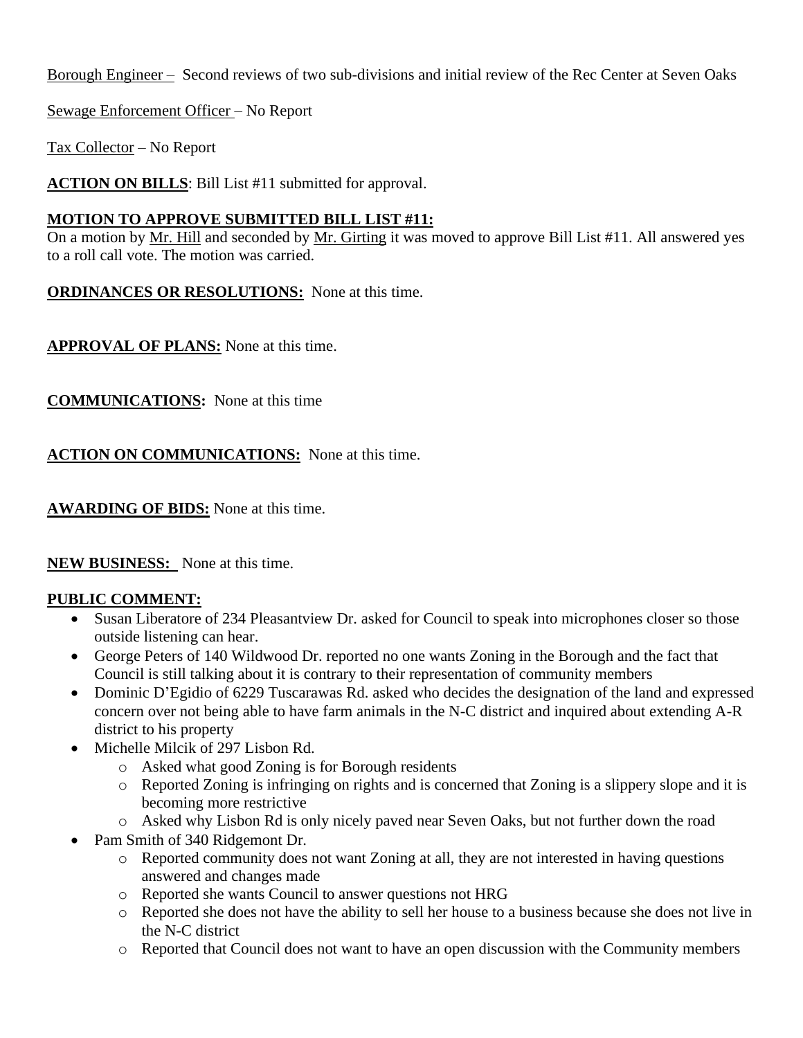Borough Engineer – Second reviews of two sub-divisions and initial review of the Rec Center at Seven Oaks

Sewage Enforcement Officer – No Report

Tax Collector – No Report

**ACTION ON BILLS**: Bill List #11 submitted for approval.

**MOTION TO APPROVE SUBMITTED BILL LIST #11:**
On a motion by Mr. Hill and seconded by Mr. Girting it was moved to approve Bill List #11. All answered yes to a roll call vote. The motion was carried.

**ORDINANCES OR RESOLUTIONS:** None at this time.

**APPROVAL OF PLANS:** None at this time.

**COMMUNICATIONS:** None at this time

**ACTION ON COMMUNICATIONS:** None at this time.

**AWARDING OF BIDS:** None at this time.

**NEW BUSINESS:** None at this time.

**PUBLIC COMMENT:**

- Susan Liberatore of 234 Pleasantview Dr. asked for Council to speak into microphones closer so those outside listening can hear.
- George Peters of 140 Wildwood Dr. reported no one wants Zoning in the Borough and the fact that Council is still talking about it is contrary to their representation of community members
- Dominic D'Egidio of 6229 Tuscarawas Rd. asked who decides the designation of the land and expressed concern over not being able to have farm animals in the N-C district and inquired about extending A-R district to his property
- Michelle Milcik of 297 Lisbon Rd.
  - Asked what good Zoning is for Borough residents
  - Reported Zoning is infringing on rights and is concerned that Zoning is a slippery slope and it is becoming more restrictive
  - Asked why Lisbon Rd is only nicely paved near Seven Oaks, but not further down the road
- Pam Smith of 340 Ridgemont Dr.
  - Reported community does not want Zoning at all, they are not interested in having questions answered and changes made
  - Reported she wants Council to answer questions not HRG
  - Reported she does not have the ability to sell her house to a business because she does not live in the N-C district
  - Reported that Council does not want to have an open discussion with the Community members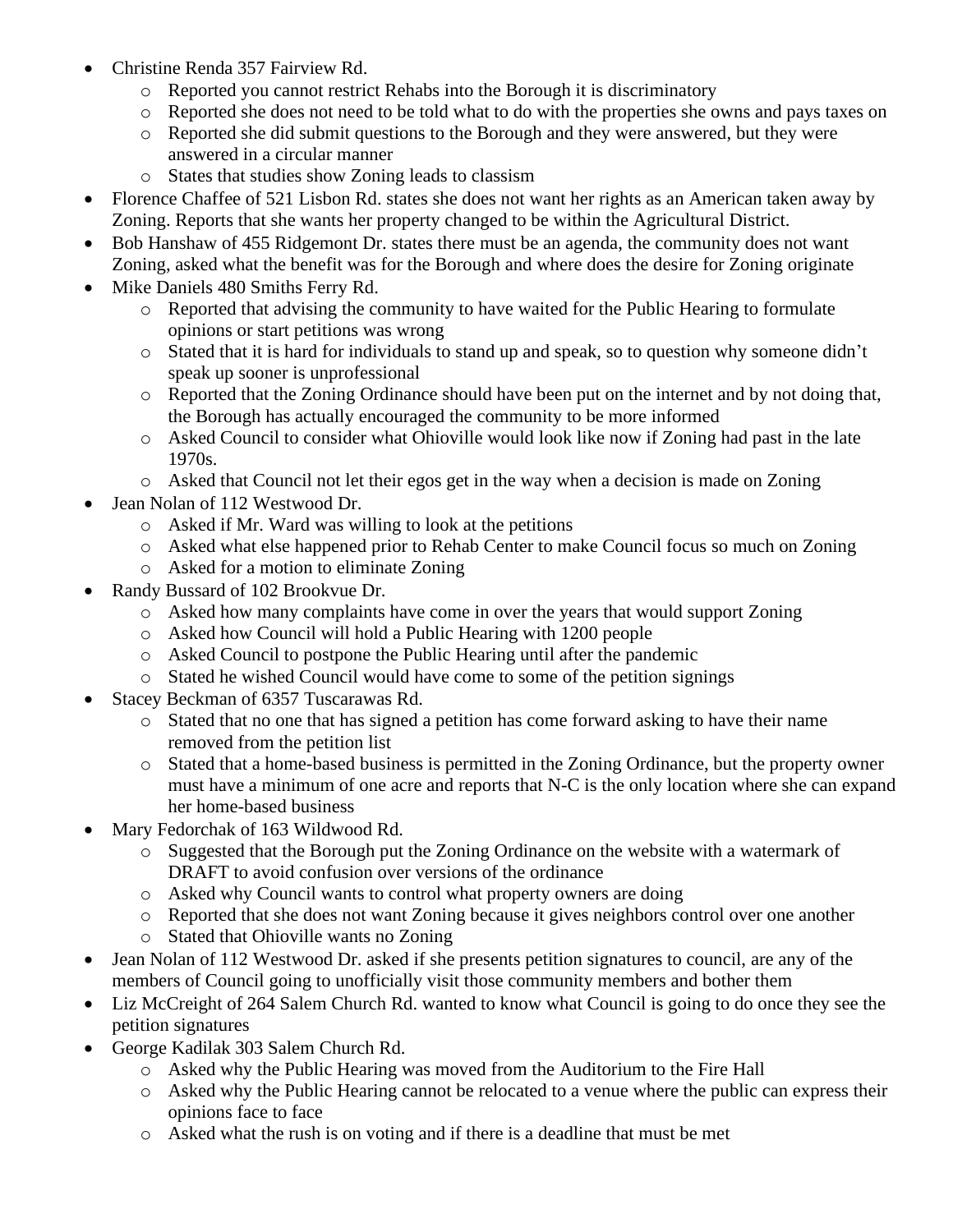- Christine Renda 357 Fairview Rd.
    - Reported you cannot restrict Rehabs into the Borough it is discriminatory
    - Reported she does not need to be told what to do with the properties she owns and pays taxes on
    - Reported she did submit questions to the Borough and they were answered, but they were answered in a circular manner
    - States that studies show Zoning leads to classism
- Florence Chaffee of 521 Lisbon Rd. states she does not want her rights as an American taken away by Zoning. Reports that she wants her property changed to be within the Agricultural District.
- Bob Hanshaw of 455 Ridgemont Dr. states there must be an agenda, the community does not want Zoning, asked what the benefit was for the Borough and where does the desire for Zoning originate
- Mike Daniels 480 Smiths Ferry Rd.
    - Reported that advising the community to have waited for the Public Hearing to formulate opinions or start petitions was wrong
    - Stated that it is hard for individuals to stand up and speak, so to question why someone didn't speak up sooner is unprofessional
    - Reported that the Zoning Ordinance should have been put on the internet and by not doing that, the Borough has actually encouraged the community to be more informed
    - Asked Council to consider what Ohioville would look like now if Zoning had past in the late 1970s.
    - Asked that Council not let their egos get in the way when a decision is made on Zoning
- Jean Nolan of 112 Westwood Dr.
    - Asked if Mr. Ward was willing to look at the petitions
    - Asked what else happened prior to Rehab Center to make Council focus so much on Zoning
    - Asked for a motion to eliminate Zoning
- Randy Bussard of 102 Brookvue Dr.
    - Asked how many complaints have come in over the years that would support Zoning
    - Asked how Council will hold a Public Hearing with 1200 people
    - Asked Council to postpone the Public Hearing until after the pandemic
    - Stated he wished Council would have come to some of the petition signings
- Stacey Beckman of 6357 Tuscarawas Rd.
    - Stated that no one that has signed a petition has come forward asking to have their name removed from the petition list
    - Stated that a home-based business is permitted in the Zoning Ordinance, but the property owner must have a minimum of one acre and reports that N-C is the only location where she can expand her home-based business
- Mary Fedorchak of 163 Wildwood Rd.
    - Suggested that the Borough put the Zoning Ordinance on the website with a watermark of DRAFT to avoid confusion over versions of the ordinance
    - Asked why Council wants to control what property owners are doing
    - Reported that she does not want Zoning because it gives neighbors control over one another
    - Stated that Ohioville wants no Zoning
- Jean Nolan of 112 Westwood Dr. asked if she presents petition signatures to council, are any of the members of Council going to unofficially visit those community members and bother them
- Liz McCreight of 264 Salem Church Rd. wanted to know what Council is going to do once they see the petition signatures
- George Kadilak 303 Salem Church Rd.
    - Asked why the Public Hearing was moved from the Auditorium to the Fire Hall
    - Asked why the Public Hearing cannot be relocated to a venue where the public can express their opinions face to face
    - Asked what the rush is on voting and if there is a deadline that must be met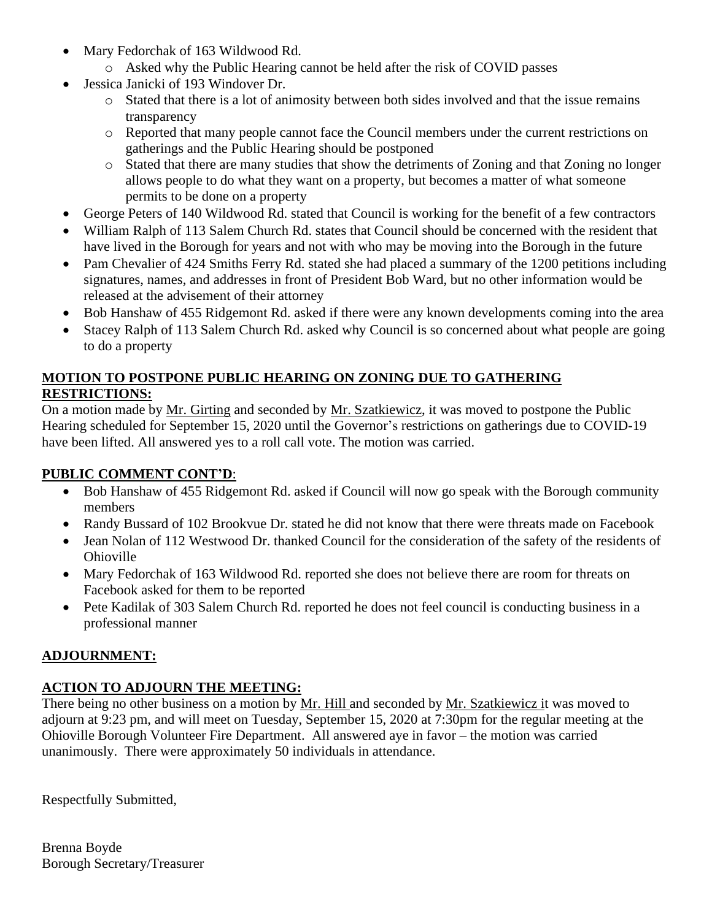- Mary Fedorchak of 163 Wildwood Rd.
  - Asked why the Public Hearing cannot be held after the risk of COVID passes
- Jessica Janicki of 193 Windover Dr.
  - Stated that there is a lot of animosity between both sides involved and that the issue remains transparency
  - Reported that many people cannot face the Council members under the current restrictions on gatherings and the Public Hearing should be postponed
  - Stated that there are many studies that show the detriments of Zoning and that Zoning no longer allows people to do what they want on a property, but becomes a matter of what someone permits to be done on a property
- George Peters of 140 Wildwood Rd. stated that Council is working for the benefit of a few contractors
- William Ralph of 113 Salem Church Rd. states that Council should be concerned with the resident that have lived in the Borough for years and not with who may be moving into the Borough in the future
- Pam Chevalier of 424 Smiths Ferry Rd. stated she had placed a summary of the 1200 petitions including signatures, names, and addresses in front of President Bob Ward, but no other information would be released at the advisement of their attorney
- Bob Hanshaw of 455 Ridgemont Rd. asked if there were any known developments coming into the area
- Stacey Ralph of 113 Salem Church Rd. asked why Council is so concerned about what people are going to do a property

**MOTION TO POSTPONE PUBLIC HEARING ON ZONING DUE TO GATHERING RESTRICTIONS:**

On a motion made by Mr. Girting and seconded by Mr. Szatkiewicz, it was moved to postpone the Public Hearing scheduled for September 15, 2020 until the Governor's restrictions on gatherings due to COVID-19 have been lifted. All answered yes to a roll call vote. The motion was carried.

**PUBLIC COMMENT CONT'D**:

- Bob Hanshaw of 455 Ridgemont Rd. asked if Council will now go speak with the Borough community members
- Randy Bussard of 102 Brookvue Dr. stated he did not know that there were threats made on Facebook
- Jean Nolan of 112 Westwood Dr. thanked Council for the consideration of the safety of the residents of Ohioville
- Mary Fedorchak of 163 Wildwood Rd. reported she does not believe there are room for threats on Facebook asked for them to be reported
- Pete Kadilak of 303 Salem Church Rd. reported he does not feel council is conducting business in a professional manner

**ADJOURNMENT:**

**ACTION TO ADJOURN THE MEETING:**

There being no other business on a motion by Mr. Hill and seconded by Mr. Szatkiewicz it was moved to adjourn at 9:23 pm, and will meet on Tuesday, September 15, 2020 at 7:30pm for the regular meeting at the Ohioville Borough Volunteer Fire Department. All answered aye in favor – the motion was carried unanimously. There were approximately 50 individuals in attendance.

Respectfully Submitted,

Brenna Boyde
Borough Secretary/Treasurer